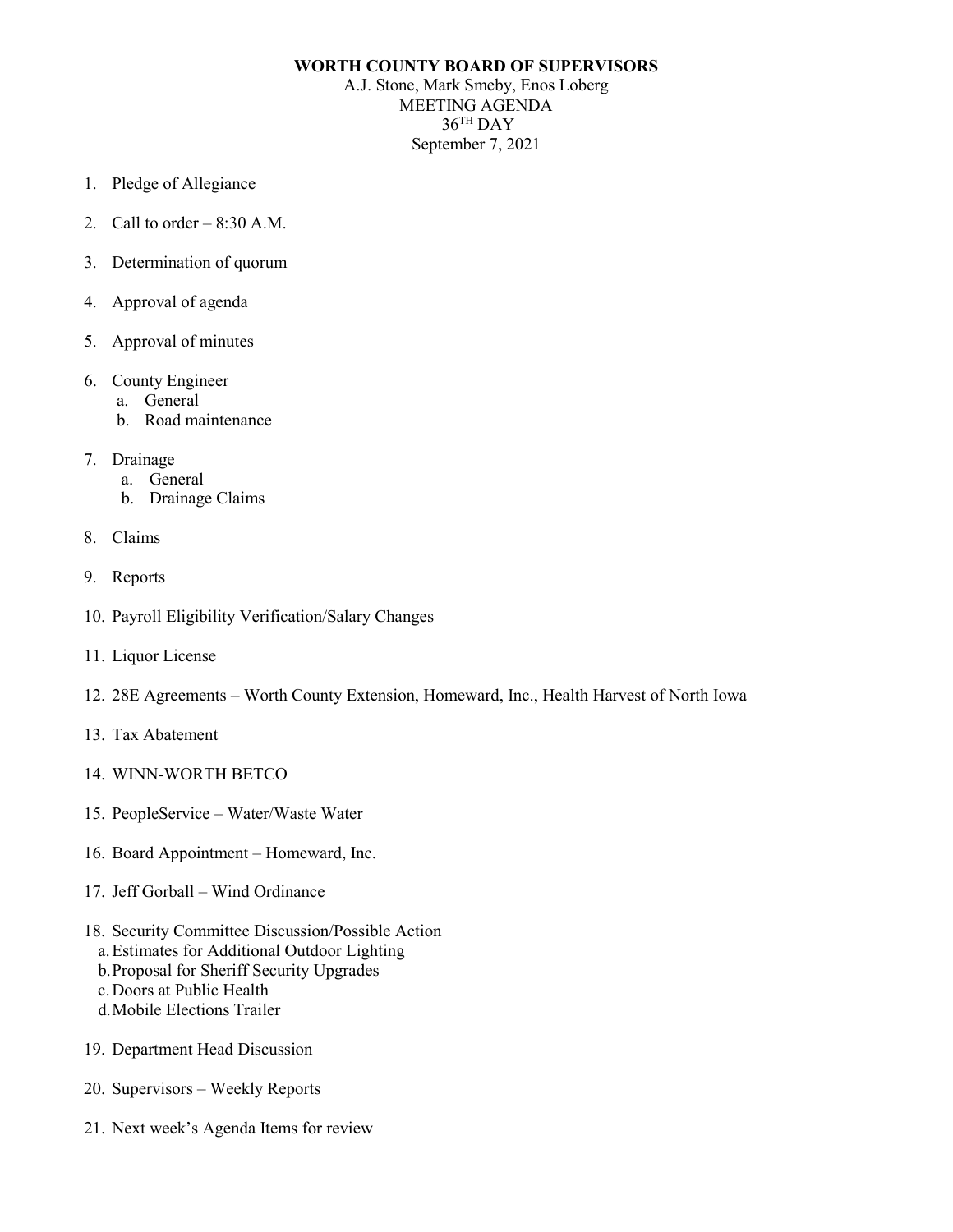**WORTH COUNTY BOARD OF SUPERVISORS**

A.J. Stone, Mark Smeby, Enos Loberg

MEETING AGENDA

36TH DAY

September 7, 2021

1. Pledge of Allegiance
2. Call to order – 8:30 A.M.
3. Determination of quorum
4. Approval of agenda
5. Approval of minutes
6. County Engineer
   a. General
   b. Road maintenance
7. Drainage
   a. General
   b. Drainage Claims
8. Claims
9. Reports
10. Payroll Eligibility Verification/Salary Changes
11. Liquor License
12. 28E Agreements – Worth County Extension, Homeward, Inc., Health Harvest of North Iowa
13. Tax Abatement
14. WINN-WORTH BETCO
15. PeopleService – Water/Waste Water
16. Board Appointment – Homeward, Inc.
17. Jeff Gorball – Wind Ordinance
18. Security Committee Discussion/Possible Action
    a. Estimates for Additional Outdoor Lighting
    b. Proposal for Sheriff Security Upgrades
    c. Doors at Public Health
    d. Mobile Elections Trailer
19. Department Head Discussion
20. Supervisors – Weekly Reports
21. Next week's Agenda Items for review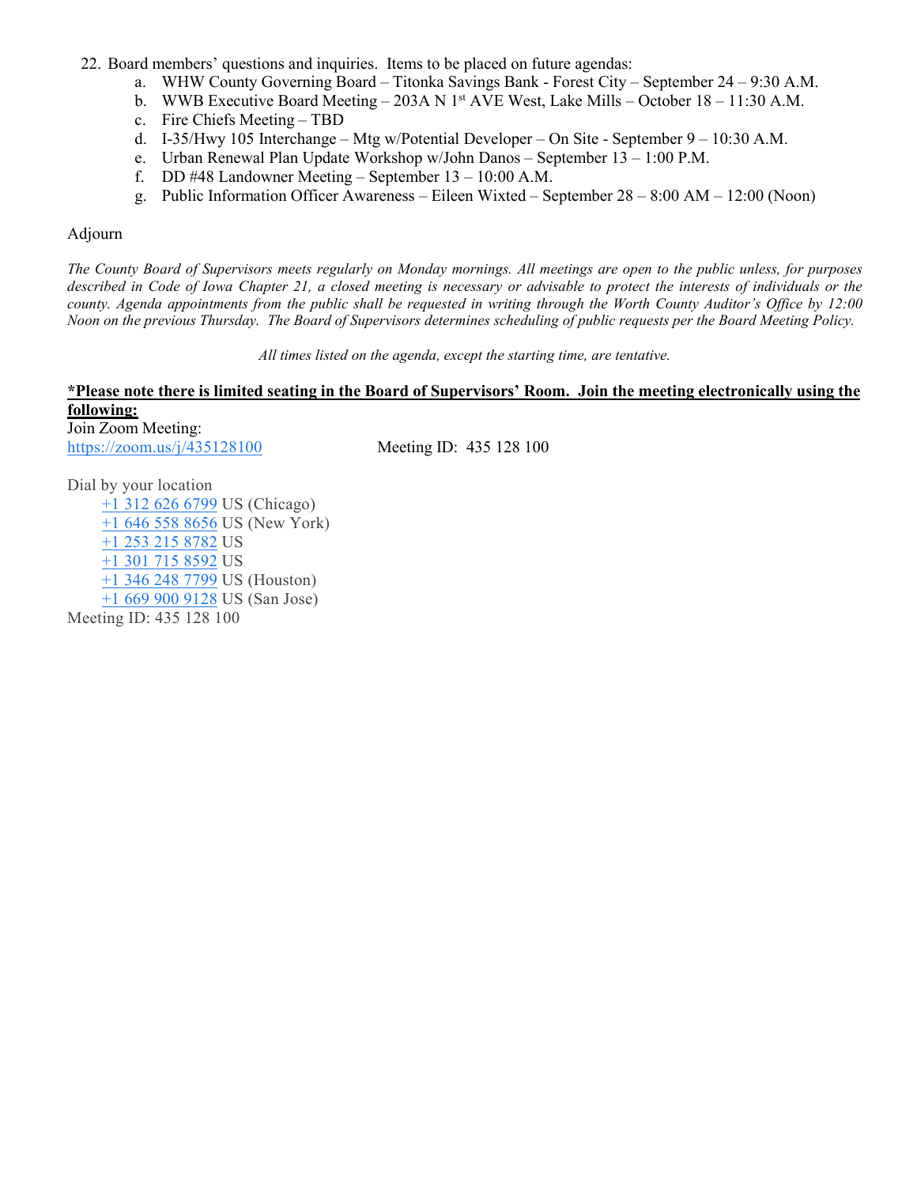22. Board members' questions and inquiries. Items to be placed on future agendas:
    a. WHW County Governing Board – Titonka Savings Bank - Forest City – September 24 – 9:30 A.M.
    b. WWB Executive Board Meeting – 203A N 1st AVE West, Lake Mills – October 18 – 11:30 A.M.
    c. Fire Chiefs Meeting – TBD
    d. I-35/Hwy 105 Interchange – Mtg w/Potential Developer – On Site - September 9 – 10:30 A.M.
    e. Urban Renewal Plan Update Workshop w/John Danos – September 13 – 1:00 P.M.
    f. DD #48 Landowner Meeting – September 13 – 10:00 A.M.
    g. Public Information Officer Awareness – Eileen Wixted – September 28 – 8:00 AM – 12:00 (Noon)

Adjourn

*The County Board of Supervisors meets regularly on Monday mornings. All meetings are open to the public unless, for purposes described in Code of Iowa Chapter 21, a closed meeting is necessary or advisable to protect the interests of individuals or the county. Agenda appointments from the public shall be requested in writing through the Worth County Auditor's Office by 12:00 Noon on the previous Thursday. The Board of Supervisors determines scheduling of public requests per the Board Meeting Policy.*

*All times listed on the agenda, except the starting time, are tentative.*

**\*Please note there is limited seating in the Board of Supervisors' Room. Join the meeting electronically using the following:**

Join Zoom Meeting:
https://zoom.us/j/435128100 Meeting ID: 435 128 100

Dial by your location
- +1 312 626 6799 US (Chicago)
- +1 646 558 8656 US (New York)
- +1 253 215 8782 US
- +1 301 715 8592 US
- +1 346 248 7799 US (Houston)
- +1 669 900 9128 US (San Jose)

Meeting ID: 435 128 100